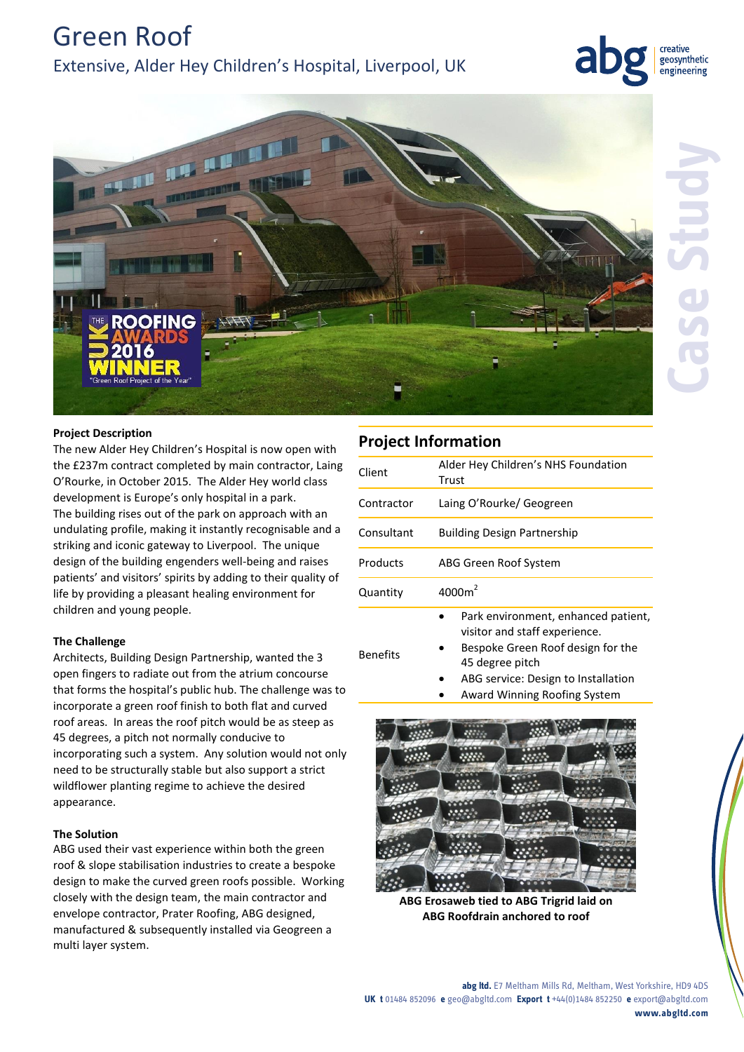# Green Roof

## Extensive, Alder Hey Children's Hospital, Liverpool, UK

Case Study

### Project Description

The new Alder Hey Children's Hospital is now open with the £237m contract completed by main contractor, Laing O'Rourke, in October 2015. The Alder Hey world class development is Europe's only hospital in a park.
The building rises out of the park on approach with an undulating profile, making it instantly recognisable and a striking and iconic gateway to Liverpool. The unique design of the building engenders well-being and raises patients' and visitors' spirits by adding to their quality of life by providing a pleasant healing environment for children and young people.

### The Challenge

Architects, Building Design Partnership, wanted the 3 open fingers to radiate out from the atrium concourse that forms the hospital's public hub. The challenge was to incorporate a green roof finish to both flat and curved roof areas. In areas the roof pitch would be as steep as 45 degrees, a pitch not normally conducive to incorporating such a system. Any solution would not only need to be structurally stable but also support a strict wildflower planting regime to achieve the desired appearance.

### The Solution

ABG used their vast experience within both the green roof & slope stabilisation industries to create a bespoke design to make the curved green roofs possible. Working closely with the design team, the main contractor and envelope contractor, Prater Roofing, ABG designed, manufactured & subsequently installed via Geogreen a multi layer system.

## Project Information

| | |
|---|---|
| Client | Alder Hey Children's NHS Foundation Trust |
| Contractor | Laing O'Rourke/ Geogreen |
| Consultant | Building Design Partnership |
| Products | ABG Green Roof System |
| Quantity | 4000m$^2$ |
| Benefits | • Park environment, enhanced patient, visitor and staff experience.<br>• Bespoke Green Roof design for the 45 degree pitch<br>• ABG service: Design to Installation<br>• Award Winning Roofing System |

**ABG Erosaweb tied to ABG Trigrid laid on ABG Roofdrain anchored to roof**

**abg ltd.** E7 Meltham Mills Rd, Meltham, West Yorkshire, HD9 4DS
**UK t** 01484 852096 **e** geo@abgltd.com **Export t** +44(0)1484 852250 **e** export@abgltd.com
**www.abgltd.com**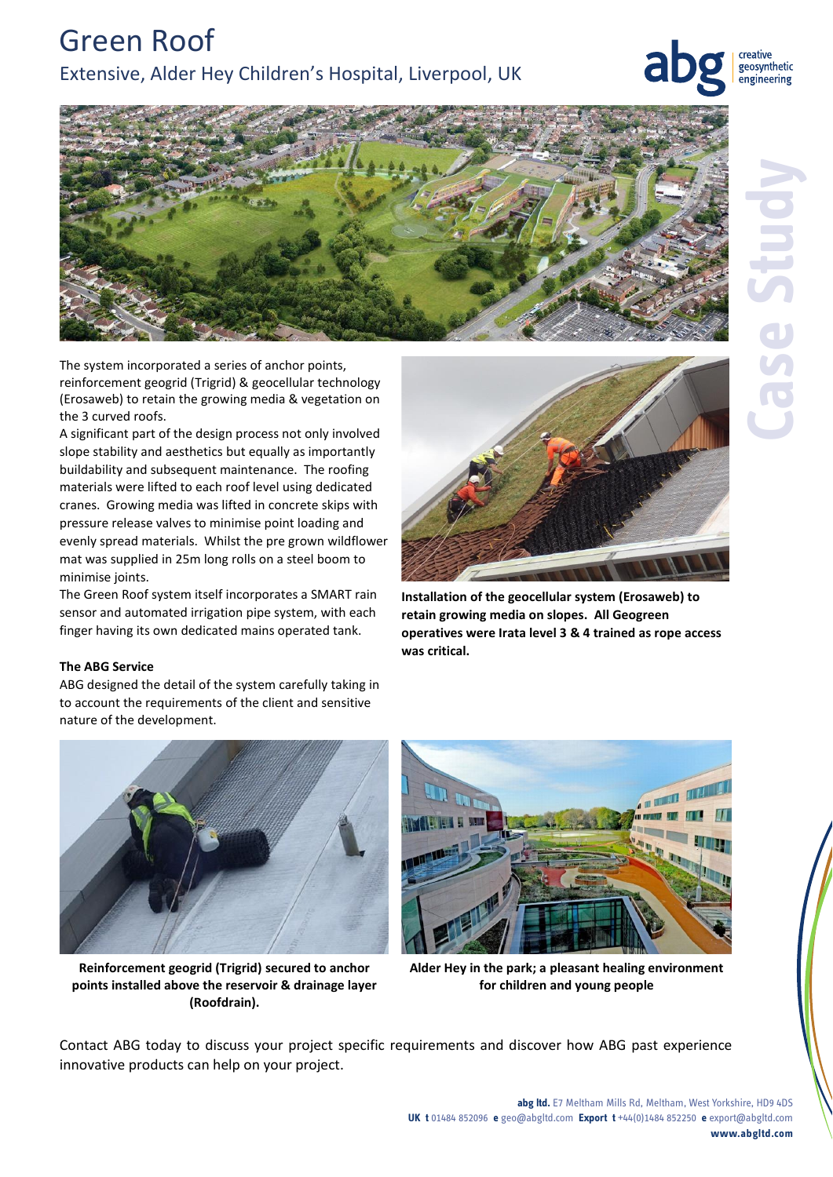# Green Roof

## Extensive, Alder Hey Children's Hospital, Liverpool, UK

The system incorporated a series of anchor points, reinforcement geogrid (Trigrid) & geocellular technology (Erosaweb) to retain the growing media & vegetation on the 3 curved roofs.

A significant part of the design process not only involved slope stability and aesthetics but equally as importantly buildability and subsequent maintenance. The roofing materials were lifted to each roof level using dedicated cranes. Growing media was lifted in concrete skips with pressure release valves to minimise point loading and evenly spread materials. Whilst the pre grown wildflower mat was supplied in 25m long rolls on a steel boom to minimise joints.

The Green Roof system itself incorporates a SMART rain sensor and automated irrigation pipe system, with each finger having its own dedicated mains operated tank.

**Installation of the geocellular system (Erosaweb) to retain growing media on slopes. All Geogreen operatives were Irata level 3 & 4 trained as rope access was critical.**

**The ABG Service**

ABG designed the detail of the system carefully taking in to account the requirements of the client and sensitive nature of the development.

**Reinforcement geogrid (Trigrid) secured to anchor points installed above the reservoir & drainage layer (Roofdrain).**

**Alder Hey in the park; a pleasant healing environment for children and young people**

Contact ABG today to discuss your project specific requirements and discover how ABG past experience innovative products can help on your project.

**abg ltd.** E7 Meltham Mills Rd, Meltham, West Yorkshire, HD9 4DS
**UK t** 01484 852096 **e** geo@abgltd.com **Export t** +44(0)1484 852250 **e** export@abgltd.com
**www.abgltd.com**